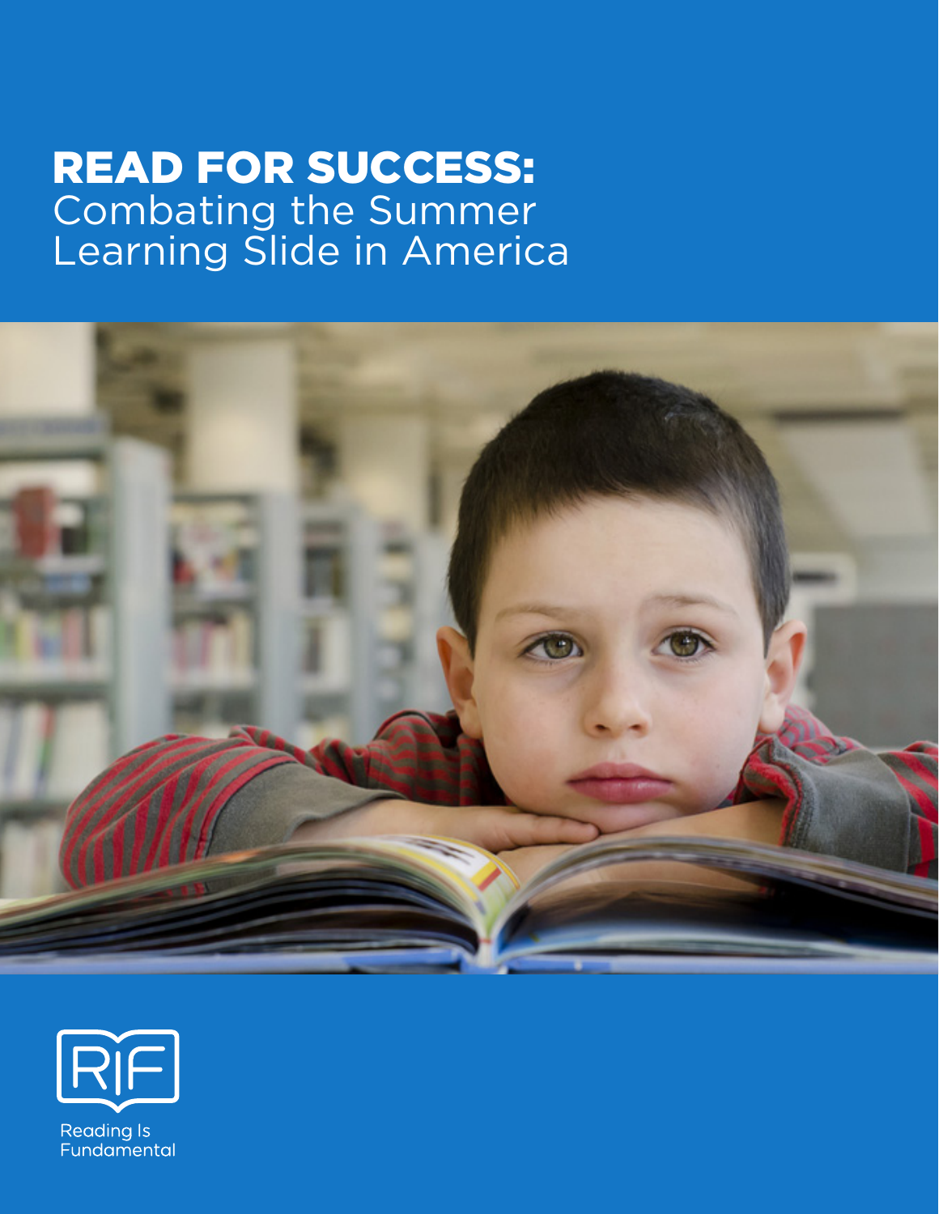# READ FOR SUCCESS: Combating the Summer Learning Slide in America

Reading Is Fundamental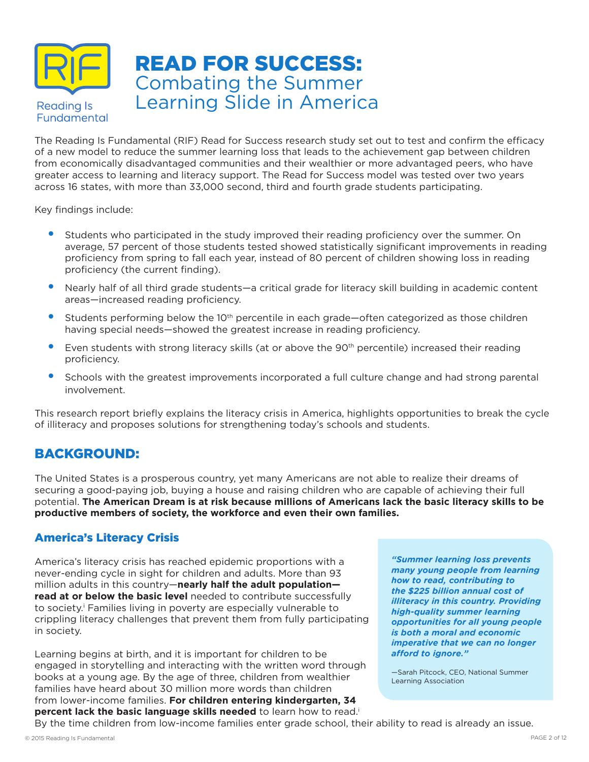# READ FOR SUCCESS: Combating the Summer Learning Slide in America

Reading Is Fundamental

The Reading Is Fundamental (RIF) Read for Success research study set out to test and confirm the efficacy of a new model to reduce the summer learning loss that leads to the achievement gap between children from economically disadvantaged communities and their wealthier or more advantaged peers, who have greater access to learning and literacy support. The Read for Success model was tested over two years across 16 states, with more than 33,000 second, third and fourth grade students participating.

Key findings include:

- Students who participated in the study improved their reading proficiency over the summer. On average, 57 percent of those students tested showed statistically significant improvements in reading proficiency from spring to fall each year, instead of 80 percent of children showing loss in reading proficiency (the current finding).
- Nearly half of all third grade students—a critical grade for literacy skill building in academic content areas—increased reading proficiency.
- Students performing below the 10th percentile in each grade—often categorized as those children having special needs—showed the greatest increase in reading proficiency.
- Even students with strong literacy skills (at or above the 90th percentile) increased their reading proficiency.
- Schools with the greatest improvements incorporated a full culture change and had strong parental involvement.

This research report briefly explains the literacy crisis in America, highlights opportunities to break the cycle of illiteracy and proposes solutions for strengthening today's schools and students.

## BACKGROUND:

The United States is a prosperous country, yet many Americans are not able to realize their dreams of securing a good-paying job, buying a house and raising children who are capable of achieving their full potential. **The American Dream is at risk because millions of Americans lack the basic literacy skills to be productive members of society, the workforce and even their own families.**

### America's Literacy Crisis

America's literacy crisis has reached epidemic proportions with a never-ending cycle in sight for children and adults. More than 93 million adults in this country—**nearly half the adult population—read at or below the basic level** needed to contribute successfully to society.[i] Families living in poverty are especially vulnerable to crippling literacy challenges that prevent them from fully participating in society.

Learning begins at birth, and it is important for children to be engaged in storytelling and interacting with the written word through books at a young age. By the age of three, children from wealthier families have heard about 30 million more words than children from lower-income families. **For children entering kindergarten, 34 percent lack the basic language skills needed** to learn how to read.[i] By the time children from low-income families enter grade school, their ability to read is already an issue.

> ***"Summer learning loss prevents many young people from learning how to read, contributing to the $225 billion annual cost of illiteracy in this country. Providing high-quality summer learning opportunities for all young people is both a moral and economic imperative that we can no longer afford to ignore."***
>
> —Sarah Pitcock, CEO, National Summer Learning Association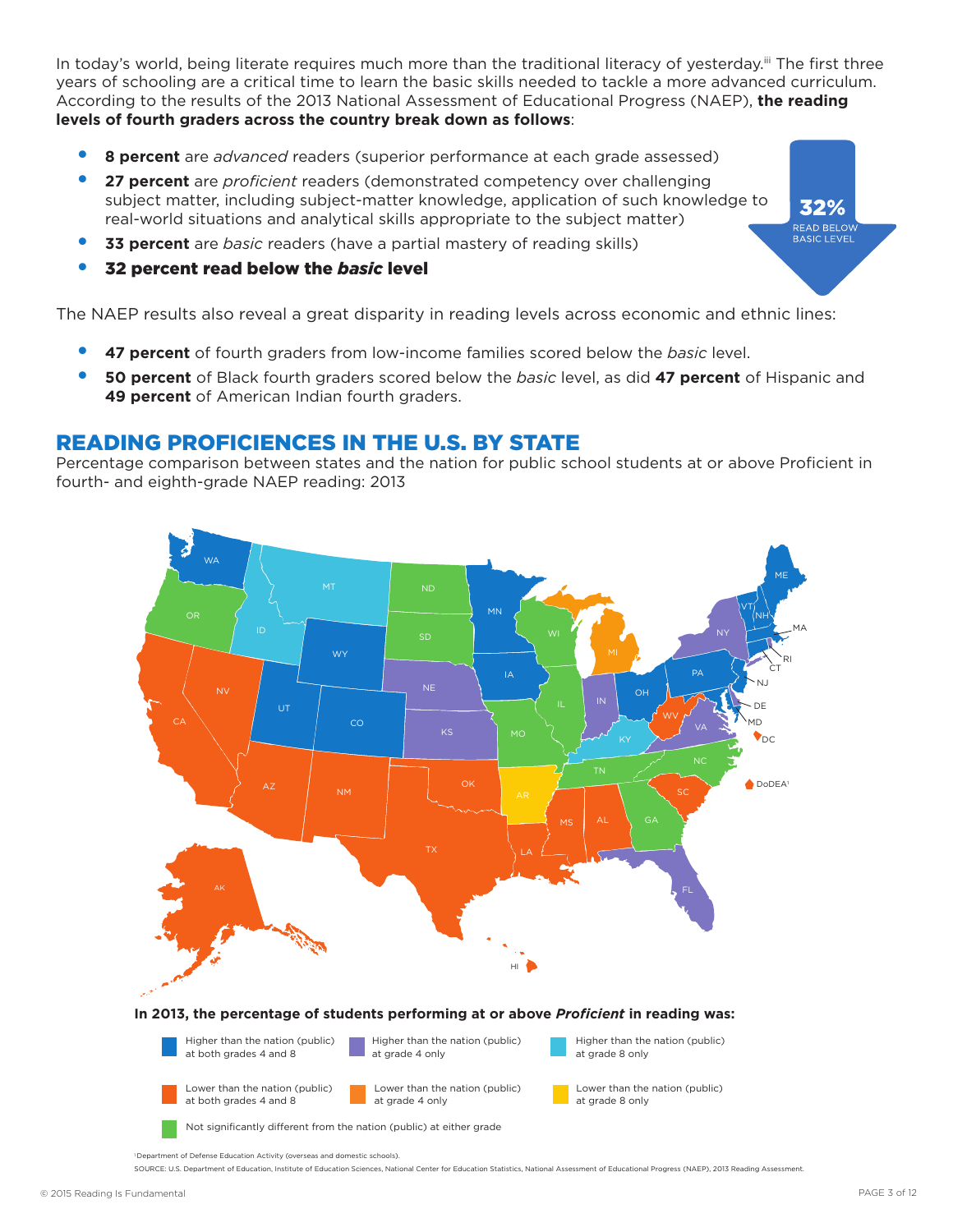In today's world, being literate requires much more than the traditional literacy of yesterday.[iii] The first three years of schooling are a critical time to learn the basic skills needed to tackle a more advanced curriculum. According to the results of the 2013 National Assessment of Educational Progress (NAEP), **the reading levels of fourth graders across the country break down as follows**:

- **8 percent** are *advanced* readers (superior performance at each grade assessed)
- **27 percent** are *proficient* readers (demonstrated competency over challenging subject matter, including subject-matter knowledge, application of such knowledge to real-world situations and analytical skills appropriate to the subject matter)
- **33 percent** are *basic* readers (have a partial mastery of reading skills)
- **32 percent read below the *basic* level**

**32%** READ BELOW BASIC LEVEL

The NAEP results also reveal a great disparity in reading levels across economic and ethnic lines:

- **47 percent** of fourth graders from low-income families scored below the *basic* level.
- **50 percent** of Black fourth graders scored below the *basic* level, as did **47 percent** of Hispanic and **49 percent** of American Indian fourth graders.

## READING PROFICIENCES IN THE U.S. BY STATE

Percentage comparison between states and the nation for public school students at or above Proficient in fourth- and eighth-grade NAEP reading: 2013

**In 2013, the percentage of students performing at or above *Proficient* in reading was:**

- Higher than the nation (public) at both grades 4 and 8
- Higher than the nation (public) at grade 4 only
- Higher than the nation (public) at grade 8 only
- Lower than the nation (public) at both grades 4 and 8
- Lower than the nation (public) at grade 4 only
- Lower than the nation (public) at grade 8 only
- Not significantly different from the nation (public) at either grade

[1]Department of Defense Education Activity (overseas and domestic schools).

SOURCE: U.S. Department of Education, Institute of Education Sciences, National Center for Education Statistics, National Assessment of Educational Progress (NAEP), 2013 Reading Assessment.

© 2015 Reading Is Fundamental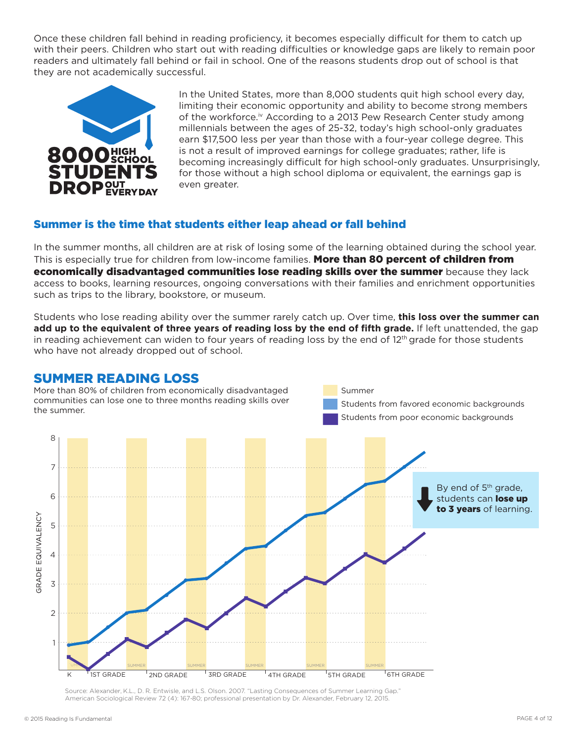Once these children fall behind in reading proficiency, it becomes especially difficult for them to catch up with their peers. Children who start out with reading difficulties or knowledge gaps are likely to remain poor readers and ultimately fall behind or fail in school. One of the reasons students drop out of school is that they are not academically successful.

**8000 HIGH SCHOOL STUDENTS DROP OUT EVERY DAY**

In the United States, more than 8,000 students quit high school every day, limiting their economic opportunity and ability to become strong members of the workforce.[iv] According to a 2013 Pew Research Center study among millennials between the ages of 25-32, today's high school-only graduates earn $17,500 less per year than those with a four-year college degree. This is not a result of improved earnings for college graduates; rather, life is becoming increasingly difficult for high school-only graduates. Unsurprisingly, for those without a high school diploma or equivalent, the earnings gap is even greater.

## Summer is the time that students either leap ahead or fall behind

In the summer months, all children are at risk of losing some of the learning obtained during the school year. This is especially true for children from low-income families. **More than 80 percent of children from economically disadvantaged communities lose reading skills over the summer** because they lack access to books, learning resources, ongoing conversations with their families and enrichment opportunities such as trips to the library, bookstore, or museum.

Students who lose reading ability over the summer rarely catch up. Over time, **this loss over the summer can add up to the equivalent of three years of reading loss by the end of fifth grade.** If left unattended, the gap in reading achievement can widen to four years of reading loss by the end of 12th grade for those students who have not already dropped out of school.

## SUMMER READING LOSS

More than 80% of children from economically disadvantaged communities can lose one to three months reading skills over the summer.

Legend: Summer; Students from favored economic backgrounds; Students from poor economic backgrounds

By end of 5th grade, students can **lose up to 3 years** of learning.

Source: Alexander, K.L., D. R. Entwisle, and L.S. Olson. 2007. "Lasting Consequences of Summer Learning Gap." American Sociological Review 72 (4): 167-80; professional presentation by Dr. Alexander, February 12, 2015.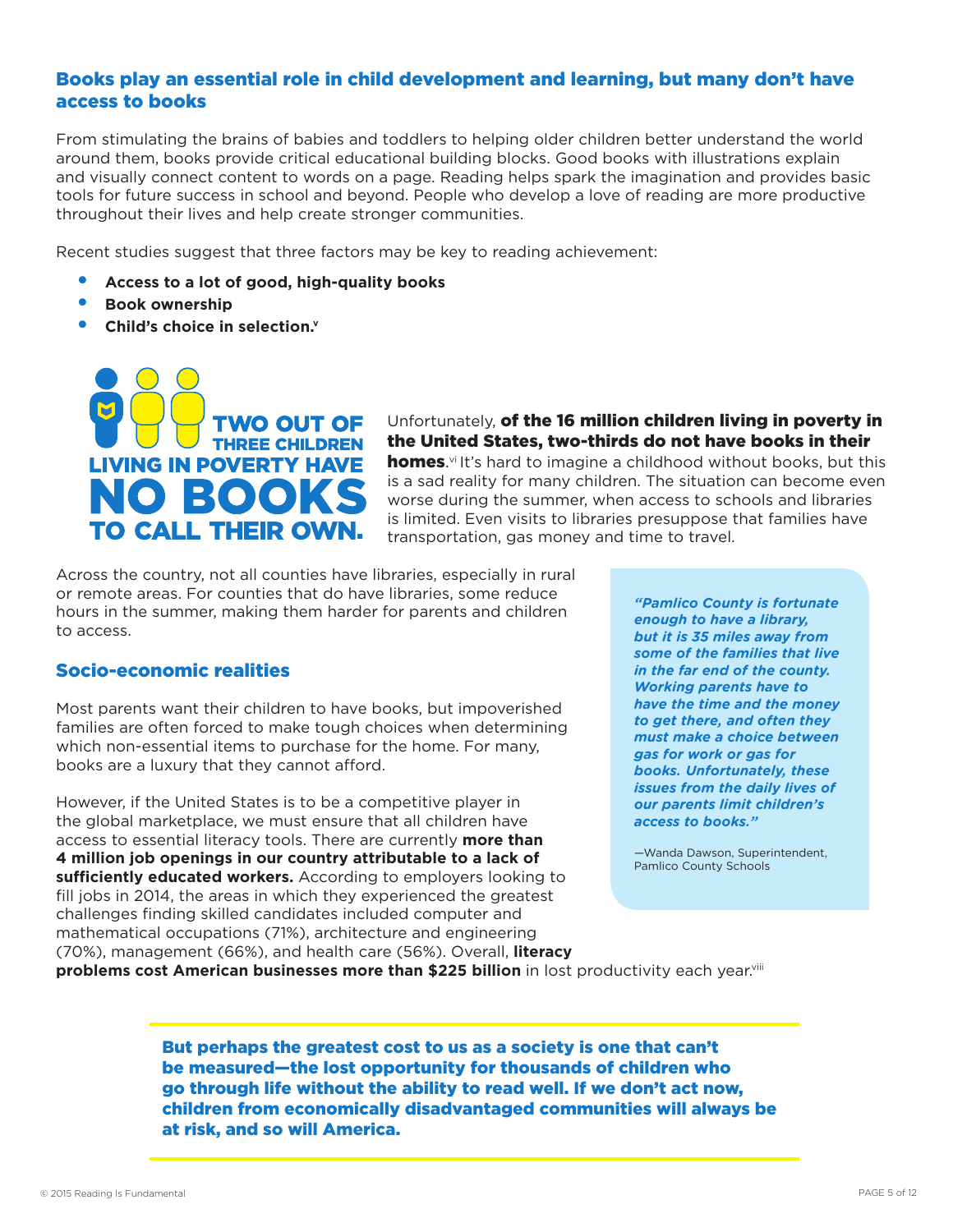## Books play an essential role in child development and learning, but many don't have access to books

From stimulating the brains of babies and toddlers to helping older children better understand the world around them, books provide critical educational building blocks. Good books with illustrations explain and visually connect content to words on a page. Reading helps spark the imagination and provides basic tools for future success in school and beyond. People who develop a love of reading are more productive throughout their lives and help create stronger communities.

Recent studies suggest that three factors may be key to reading achievement:

- **Access to a lot of good, high-quality books**
- **Book ownership**
- **Child's choice in selection.**[v]

**TWO OUT OF THREE CHILDREN LIVING IN POVERTY HAVE NO BOOKS TO CALL THEIR OWN.**

Unfortunately, **of the 16 million children living in poverty in the United States, two-thirds do not have books in their homes**.[vi] It's hard to imagine a childhood without books, but this is a sad reality for many children. The situation can become even worse during the summer, when access to schools and libraries is limited. Even visits to libraries presuppose that families have transportation, gas money and time to travel.

Across the country, not all counties have libraries, especially in rural or remote areas. For counties that do have libraries, some reduce hours in the summer, making them harder for parents and children to access.

> ***"Pamlico County is fortunate enough to have a library, but it is 35 miles away from some of the families that live in the far end of the county. Working parents have to have the time and the money to get there, and often they must make a choice between gas for work or gas for books. Unfortunately, these issues from the daily lives of our parents limit children's access to books."***
>
> —Wanda Dawson, Superintendent, Pamlico County Schools

## Socio-economic realities

Most parents want their children to have books, but impoverished families are often forced to make tough choices when determining which non-essential items to purchase for the home. For many, books are a luxury that they cannot afford.

However, if the United States is to be a competitive player in the global marketplace, we must ensure that all children have access to essential literacy tools. There are currently **more than 4 million job openings in our country attributable to a lack of sufficiently educated workers.** According to employers looking to fill jobs in 2014, the areas in which they experienced the greatest challenges finding skilled candidates included computer and mathematical occupations (71%), architecture and engineering (70%), management (66%), and health care (56%). Overall, **literacy problems cost American businesses more than $225 billion** in lost productivity each year.[viii]

**But perhaps the greatest cost to us as a society is one that can't be measured—the lost opportunity for thousands of children who go through life without the ability to read well. If we don't act now, children from economically disadvantaged communities will always be at risk, and so will America.**

© 2015 Reading Is Fundamental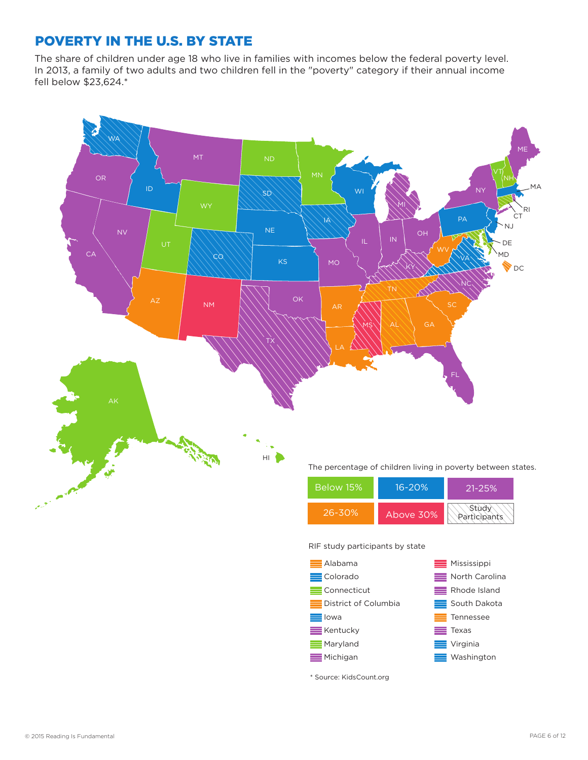# POVERTY IN THE U.S. BY STATE

The share of children under age 18 who live in families with incomes below the federal poverty level. In 2013, a family of two adults and two children fell in the "poverty" category if their annual income fell below $23,624.*

The percentage of children living in poverty between states.

| Below 15% | 16-20% | 21-25% |
| --- | --- | --- |
| 26-30% | Above 30% | Study Participants |

RIF study participants by state

- Alabama
- Colorado
- Connecticut
- District of Columbia
- Iowa
- Kentucky
- Maryland
- Michigan
- Mississippi
- North Carolina
- Rhode Island
- South Dakota
- Tennessee
- Texas
- Virginia
- Washington

\* Source: KidsCount.org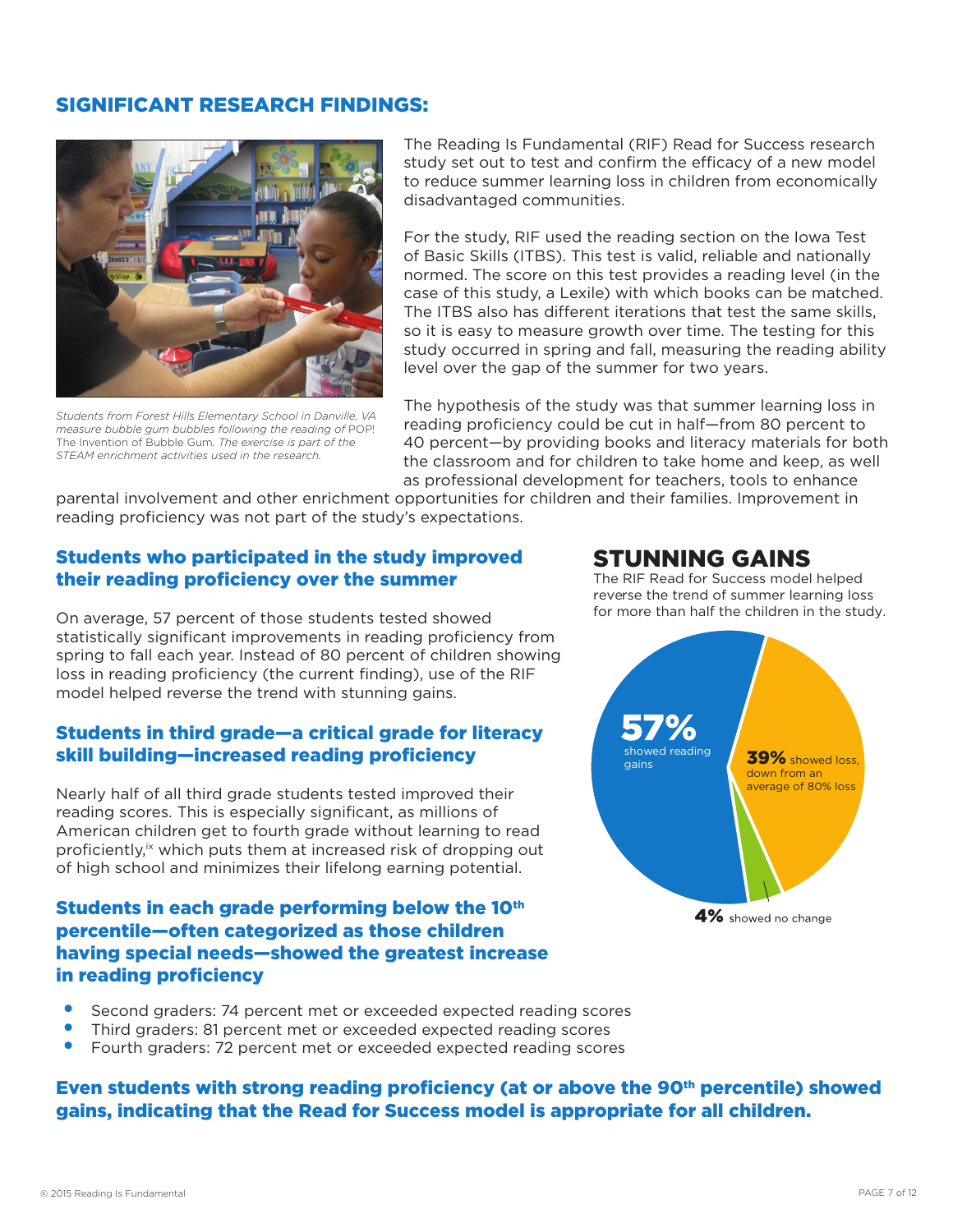## SIGNIFICANT RESEARCH FINDINGS:

*Students from Forest Hills Elementary School in Danville, VA measure bubble gum bubbles following the reading of* POP! The Invention of Bubble Gum. *The exercise is part of the STEAM enrichment activities used in the research.*

The Reading Is Fundamental (RIF) Read for Success research study set out to test and confirm the efficacy of a new model to reduce summer learning loss in children from economically disadvantaged communities.

For the study, RIF used the reading section on the Iowa Test of Basic Skills (ITBS). This test is valid, reliable and nationally normed. The score on this test provides a reading level (in the case of this study, a Lexile) with which books can be matched. The ITBS also has different iterations that test the same skills, so it is easy to measure growth over time. The testing for this study occurred in spring and fall, measuring the reading ability level over the gap of the summer for two years.

The hypothesis of the study was that summer learning loss in reading proficiency could be cut in half—from 80 percent to 40 percent—by providing books and literacy materials for both the classroom and for children to take home and keep, as well as professional development for teachers, tools to enhance parental involvement and other enrichment opportunities for children and their families. Improvement in reading proficiency was not part of the study's expectations.

### Students who participated in the study improved their reading proficiency over the summer

On average, 57 percent of those students tested showed statistically significant improvements in reading proficiency from spring to fall each year. Instead of 80 percent of children showing loss in reading proficiency (the current finding), use of the RIF model helped reverse the trend with stunning gains.

### Students in third grade—a critical grade for literacy skill building—increased reading proficiency

Nearly half of all third grade students tested improved their reading scores. This is especially significant, as millions of American children get to fourth grade without learning to read proficiently,[ix] which puts them at increased risk of dropping out of high school and minimizes their lifelong earning potential.

### Students in each grade performing below the 10th percentile—often categorized as those children having special needs—showed the greatest increase in reading proficiency

- Second graders: 74 percent met or exceeded expected reading scores
- Third graders: 81 percent met or exceeded expected reading scores
- Fourth graders: 72 percent met or exceeded expected reading scores

## STUNNING GAINS

The RIF Read for Success model helped reverse the trend of summer learning loss for more than half the children in the study.

**57%** showed reading gains

**39%** showed loss, down from an average of 80% loss

**4%** showed no change

### Even students with strong reading proficiency (at or above the 90th percentile) showed gains, indicating that the Read for Success model is appropriate for all children.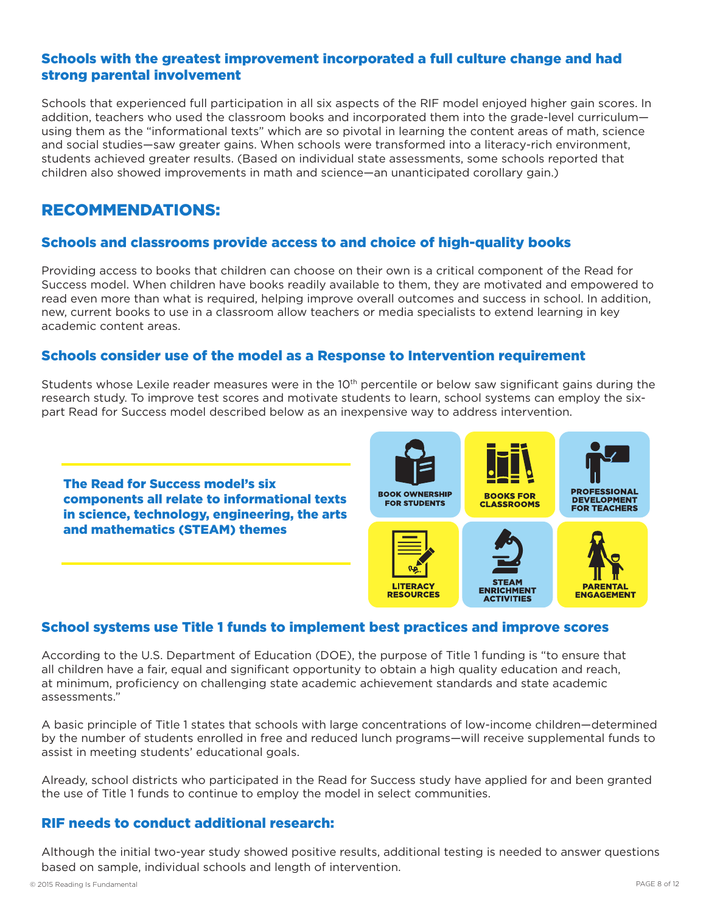### Schools with the greatest improvement incorporated a full culture change and had strong parental involvement

Schools that experienced full participation in all six aspects of the RIF model enjoyed higher gain scores. In addition, teachers who used the classroom books and incorporated them into the grade-level curriculum—using them as the "informational texts" which are so pivotal in learning the content areas of math, science and social studies—saw greater gains. When schools were transformed into a literacy-rich environment, students achieved greater results. (Based on individual state assessments, some schools reported that children also showed improvements in math and science—an unanticipated corollary gain.)

## RECOMMENDATIONS:

### Schools and classrooms provide access to and choice of high-quality books

Providing access to books that children can choose on their own is a critical component of the Read for Success model. When children have books readily available to them, they are motivated and empowered to read even more than what is required, helping improve overall outcomes and success in school. In addition, new, current books to use in a classroom allow teachers or media specialists to extend learning in key academic content areas.

### Schools consider use of the model as a Response to Intervention requirement

Students whose Lexile reader measures were in the 10th percentile or below saw significant gains during the research study. To improve test scores and motivate students to learn, school systems can employ the six-part Read for Success model described below as an inexpensive way to address intervention.

**The Read for Success model's six components all relate to informational texts in science, technology, engineering, the arts and mathematics (STEAM) themes**

- BOOK OWNERSHIP FOR STUDENTS
- BOOKS FOR CLASSROOMS
- PROFESSIONAL DEVELOPMENT FOR TEACHERS
- LITERACY RESOURCES
- STEAM ENRICHMENT ACTIVITIES
- PARENTAL ENGAGEMENT

### School systems use Title 1 funds to implement best practices and improve scores

According to the U.S. Department of Education (DOE), the purpose of Title 1 funding is "to ensure that all children have a fair, equal and significant opportunity to obtain a high quality education and reach, at minimum, proficiency on challenging state academic achievement standards and state academic assessments."

A basic principle of Title 1 states that schools with large concentrations of low-income children—determined by the number of students enrolled in free and reduced lunch programs—will receive supplemental funds to assist in meeting students' educational goals.

Already, school districts who participated in the Read for Success study have applied for and been granted the use of Title 1 funds to continue to employ the model in select communities.

### RIF needs to conduct additional research:

Although the initial two-year study showed positive results, additional testing is needed to answer questions based on sample, individual schools and length of intervention.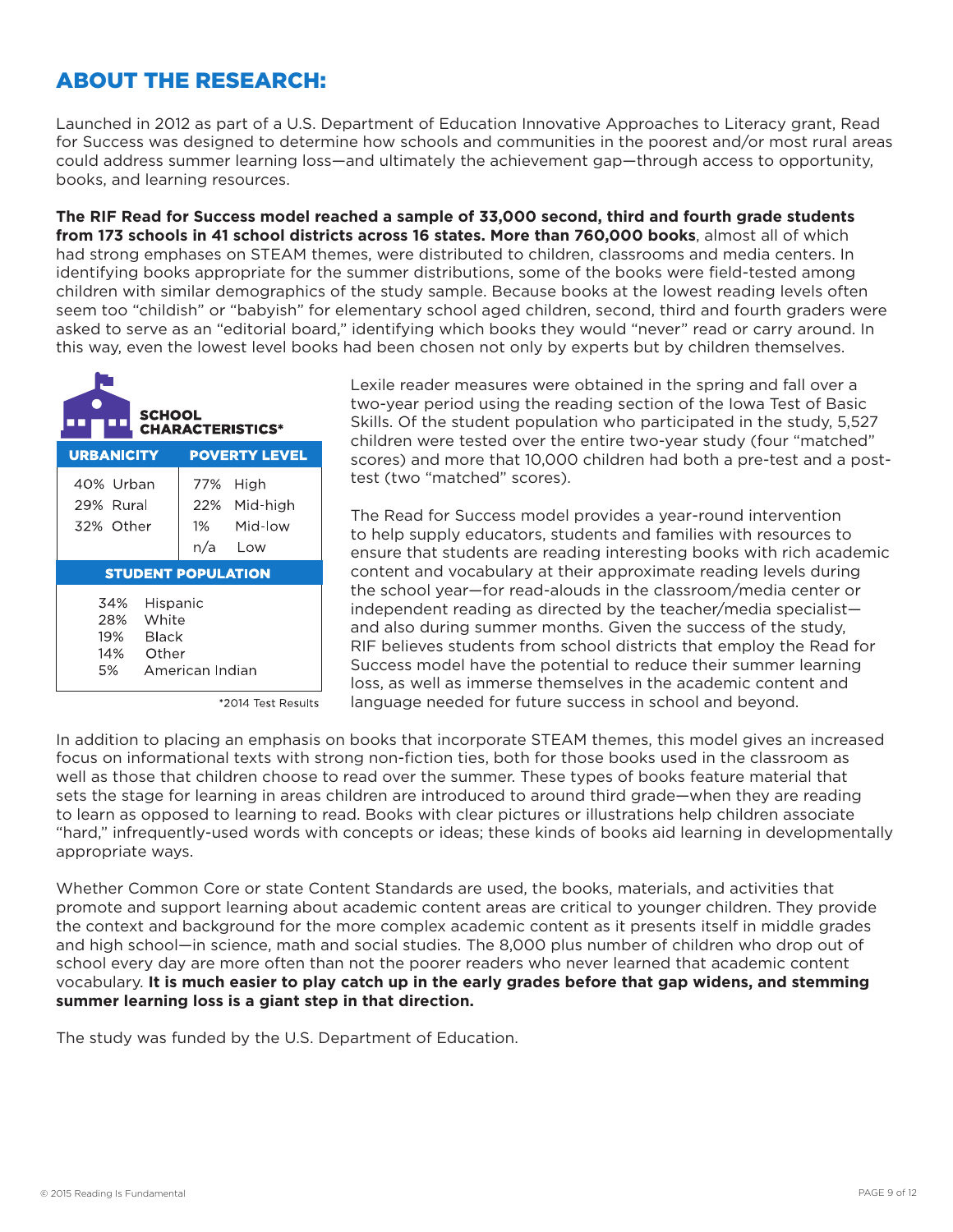## ABOUT THE RESEARCH:

Launched in 2012 as part of a U.S. Department of Education Innovative Approaches to Literacy grant, Read for Success was designed to determine how schools and communities in the poorest and/or most rural areas could address summer learning loss—and ultimately the achievement gap—through access to opportunity, books, and learning resources.

**The RIF Read for Success model reached a sample of 33,000 second, third and fourth grade students from 173 schools in 41 school districts across 16 states. More than 760,000 books**, almost all of which had strong emphases on STEAM themes, were distributed to children, classrooms and media centers. In identifying books appropriate for the summer distributions, some of the books were field-tested among children with similar demographics of the study sample. Because books at the lowest reading levels often seem too "childish" or "babyish" for elementary school aged children, second, third and fourth graders were asked to serve as an "editorial board," identifying which books they would "never" read or carry around. In this way, even the lowest level books had been chosen not only by experts but by children themselves.

**SCHOOL CHARACTERISTICS***

| URBANICITY | POVERTY LEVEL |
|---|---|
| 40% Urban | 77% High |
| 29% Rural | 22% Mid-high |
| 32% Other | 1% Mid-low |
| | n/a Low |

| STUDENT POPULATION |
|---|
| 34% Hispanic |
| 28% White |
| 19% Black |
| 14% Other |
| 5% American Indian |

*2014 Test Results

Lexile reader measures were obtained in the spring and fall over a two-year period using the reading section of the Iowa Test of Basic Skills. Of the student population who participated in the study, 5,527 children were tested over the entire two-year study (four "matched" scores) and more that 10,000 children had both a pre-test and a post-test (two "matched" scores).

The Read for Success model provides a year-round intervention to help supply educators, students and families with resources to ensure that students are reading interesting books with rich academic content and vocabulary at their approximate reading levels during the school year—for read-alouds in the classroom/media center or independent reading as directed by the teacher/media specialist—and also during summer months. Given the success of the study, RIF believes students from school districts that employ the Read for Success model have the potential to reduce their summer learning loss, as well as immerse themselves in the academic content and language needed for future success in school and beyond.

In addition to placing an emphasis on books that incorporate STEAM themes, this model gives an increased focus on informational texts with strong non-fiction ties, both for those books used in the classroom as well as those that children choose to read over the summer. These types of books feature material that sets the stage for learning in areas children are introduced to around third grade—when they are reading to learn as opposed to learning to read. Books with clear pictures or illustrations help children associate "hard," infrequently-used words with concepts or ideas; these kinds of books aid learning in developmentally appropriate ways.

Whether Common Core or state Content Standards are used, the books, materials, and activities that promote and support learning about academic content areas are critical to younger children. They provide the context and background for the more complex academic content as it presents itself in middle grades and high school—in science, math and social studies. The 8,000 plus number of children who drop out of school every day are more often than not the poorer readers who never learned that academic content vocabulary. **It is much easier to play catch up in the early grades before that gap widens, and stemming summer learning loss is a giant step in that direction.**

The study was funded by the U.S. Department of Education.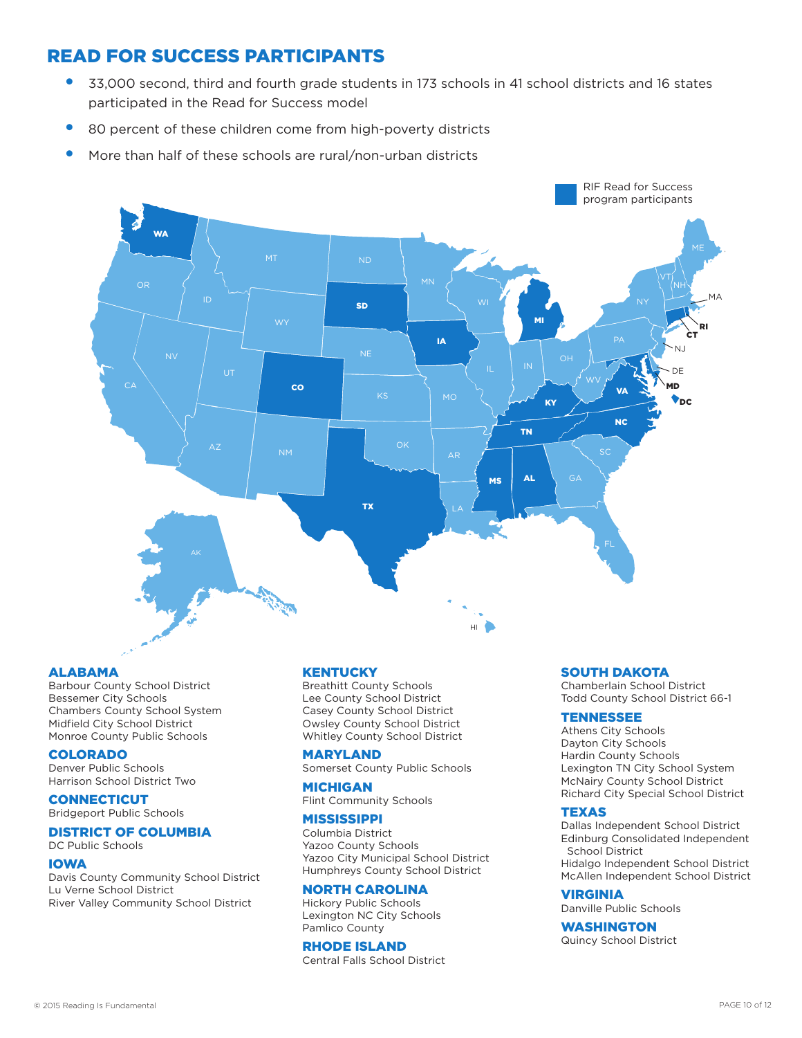# READ FOR SUCCESS PARTICIPANTS

- 33,000 second, third and fourth grade students in 173 schools in 41 school districts and 16 states participated in the Read for Success model
- 80 percent of these children come from high-poverty districts
- More than half of these schools are rural/non-urban districts

RIF Read for Success program participants

WA, SD, IA, MI, CO, KY, VA, MD, DC, TN, NC, MS, AL, TX, CT, RI

### ALABAMA
Barbour County School District
Bessemer City Schools
Chambers County School System
Midfield City School District
Monroe County Public Schools

### COLORADO
Denver Public Schools
Harrison School District Two

### CONNECTICUT
Bridgeport Public Schools

### DISTRICT OF COLUMBIA
DC Public Schools

### IOWA
Davis County Community School District
Lu Verne School District
River Valley Community School District

### KENTUCKY
Breathitt County Schools
Lee County School District
Casey County School District
Owsley County School District
Whitley County School District

### MARYLAND
Somerset County Public Schools

### MICHIGAN
Flint Community Schools

### MISSISSIPPI
Columbia District
Yazoo County Schools
Yazoo City Municipal School District
Humphreys County School District

### NORTH CAROLINA
Hickory Public Schools
Lexington NC City Schools
Pamlico County

### RHODE ISLAND
Central Falls School District

### SOUTH DAKOTA
Chamberlain School District
Todd County School District 66-1

### TENNESSEE
Athens City Schools
Dayton City Schools
Hardin County Schools
Lexington TN City School System
McNairy County School District
Richard City Special School District

### TEXAS
Dallas Independent School District
Edinburg Consolidated Independent School District
Hidalgo Independent School District
McAllen Independent School District

### VIRGINIA
Danville Public Schools

### WASHINGTON
Quincy School District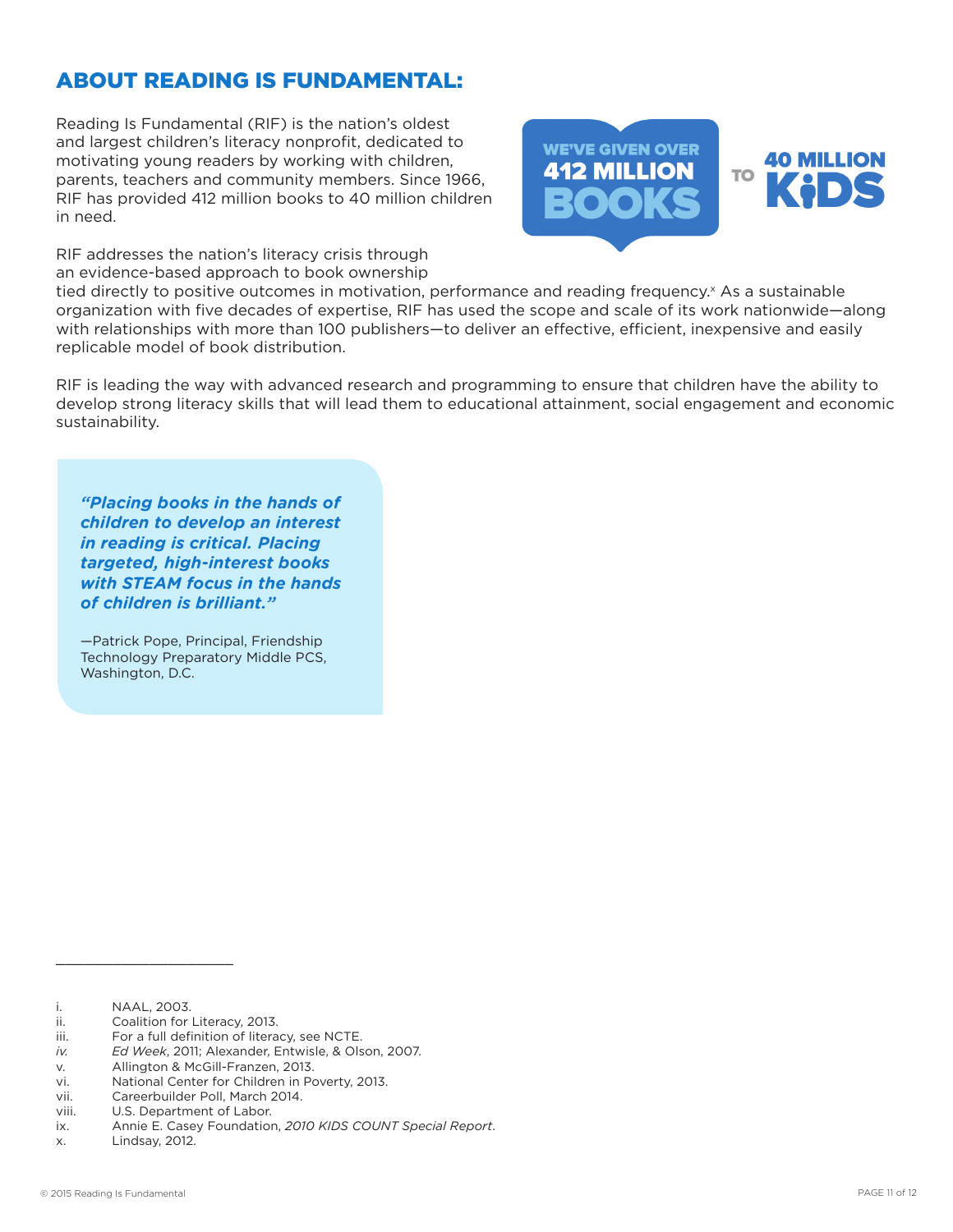## ABOUT READING IS FUNDAMENTAL:

Reading Is Fundamental (RIF) is the nation's oldest and largest children's literacy nonprofit, dedicated to motivating young readers by working with children, parents, teachers and community members. Since 1966, RIF has provided 412 million books to 40 million children in need.

WE'VE GIVEN OVER 412 MILLION BOOKS TO 40 MILLION KIDS

RIF addresses the nation's literacy crisis through an evidence-based approach to book ownership tied directly to positive outcomes in motivation, performance and reading frequency.[x] As a sustainable organization with five decades of expertise, RIF has used the scope and scale of its work nationwide—along with relationships with more than 100 publishers—to deliver an effective, efficient, inexpensive and easily replicable model of book distribution.

RIF is leading the way with advanced research and programming to ensure that children have the ability to develop strong literacy skills that will lead them to educational attainment, social engagement and economic sustainability.

> ***"Placing books in the hands of children to develop an interest in reading is critical. Placing targeted, high-interest books with STEAM focus in the hands of children is brilliant."***
>
> —Patrick Pope, Principal, Friendship Technology Preparatory Middle PCS, Washington, D.C.

---

i. NAAL, 2003.
ii. Coalition for Literacy, 2013.
iii. For a full definition of literacy, see NCTE.
*iv.* *Ed Week*, 2011; Alexander, Entwisle, & Olson, 2007.
v. Allington & McGill-Franzen, 2013.
vi. National Center for Children in Poverty, 2013.
vii. Careerbuilder Poll, March 2014.
viii. U.S. Department of Labor.
ix. Annie E. Casey Foundation, *2010 KIDS COUNT Special Report*.
x. Lindsay, 2012.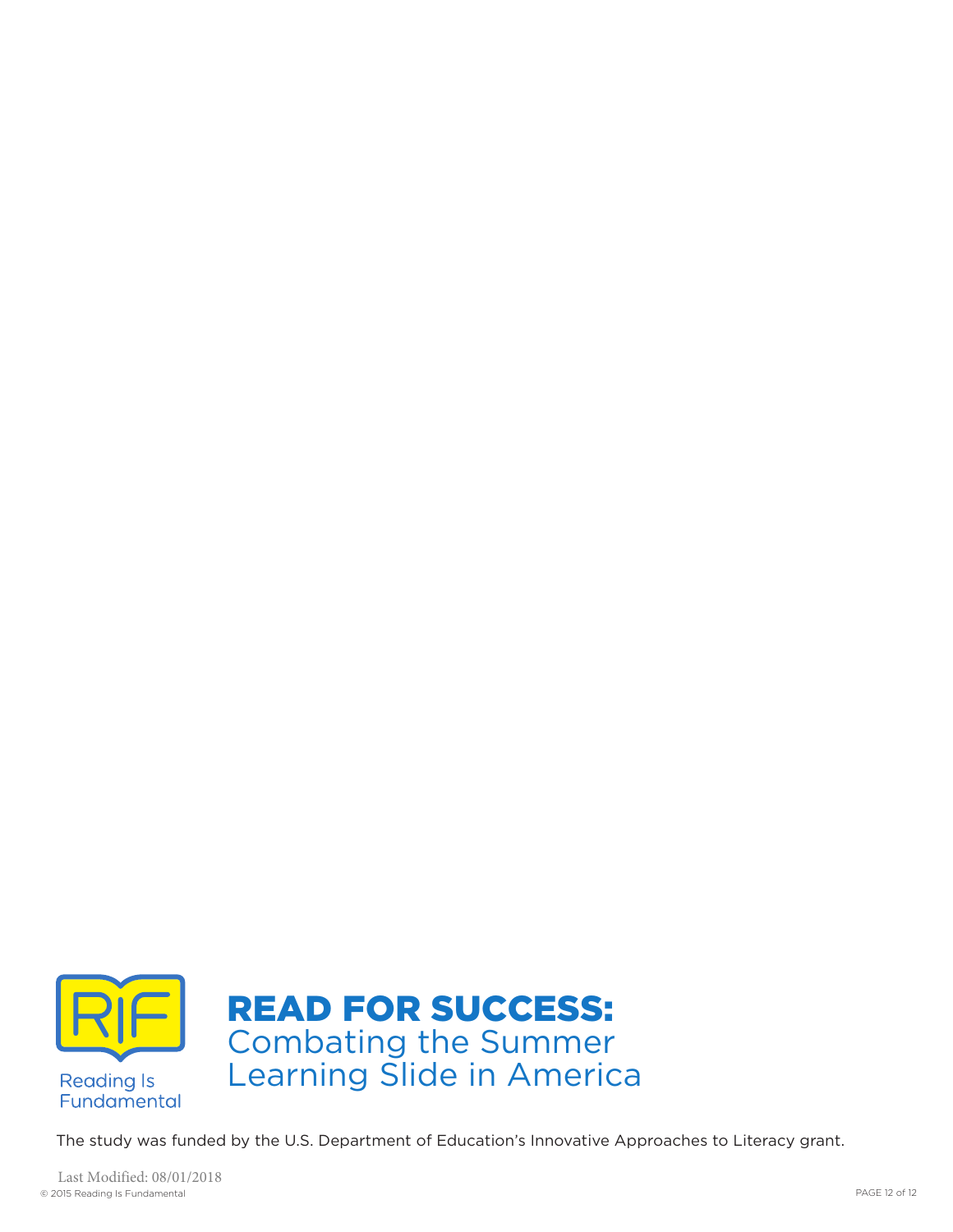Reading Is Fundamental

# READ FOR SUCCESS:

## Combating the Summer Learning Slide in America

The study was funded by the U.S. Department of Education's Innovative Approaches to Literacy grant.

Last Modified: 08/01/2018

© 2015 Reading Is Fundamental